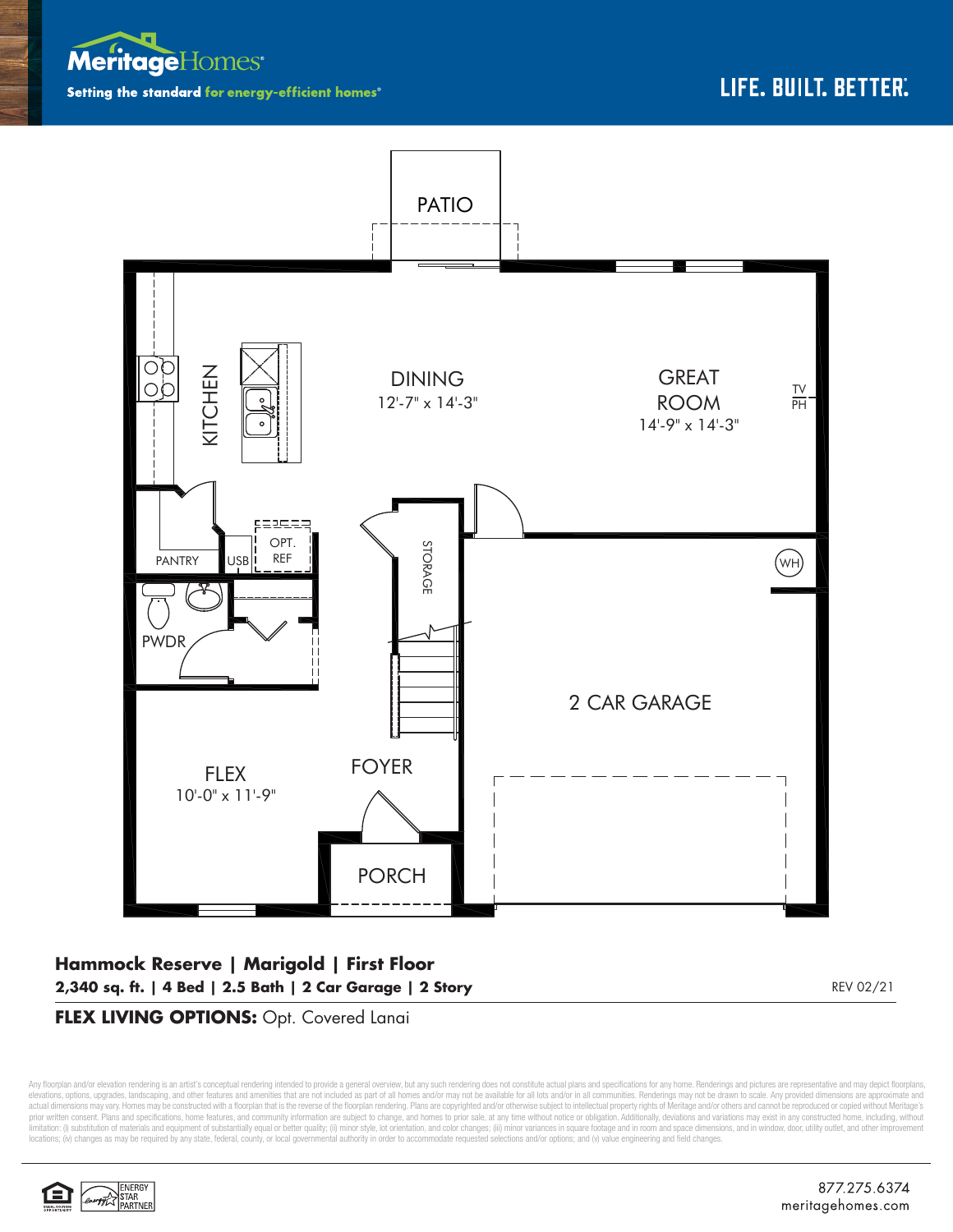Meritage Homes

Setting the standard for energy-efficient homes®

LIFE. BUILT. BETTER.

PATIO

KITCHEN

DINING
12'-7" x 14'-3"

GREAT ROOM
14'-9" x 14'-3"

TV
PH

PANTRY

USB

OPT. REF

STORAGE

WH

PWDR

2 CAR GARAGE

FLEX
10'-0" x 11'-9"

FOYER

PORCH

**Hammock Reserve | Marigold | First Floor**

**2,340 sq. ft. | 4 Bed | 2.5 Bath | 2 Car Garage | 2 Story**

REV 02/21

**FLEX LIVING OPTIONS:** Opt. Covered Lanai

Any floorplan and/or elevation rendering is an artist's conceptual rendering intended to provide a general overview, but any such rendering does not constitute actual plans and specifications for any home. Renderings and pictures are representative and may depict floorplans, elevations, options, upgrades, landscaping, and other features and amenities that are not included as part of all homes and/or may not be available for all lots and/or in all communities. Renderings may not be drawn to scale. Any provided dimensions are approximate and actual dimensions may vary. Homes may be constructed with a floorplan that is the reverse of the floorplan rendering. Plans are copyrighted and/or otherwise subject to intellectual property rights of Meritage and/or others and cannot be reproduced or copied without Meritage's prior written consent. Plans and specifications, home features, and community information are subject to change, and homes to prior sale, at any time without notice or obligation. Additionally, deviations and variations may exist in any constructed home, including, without limitation: (i) substitution of materials and equipment of substantially equal or better quality; (ii) minor style, lot orientation, and color changes; (iii) minor variances in square footage and in room and space dimensions, and in window, door, utility outlet, and other improvement locations; (iv) changes as may be required by any state, federal, county, or local governmental authority in order to accommodate requested selections and/or options; and (v) value engineering and field changes.

ENERGY STAR PARTNER

877.275.6374
meritagehomes.com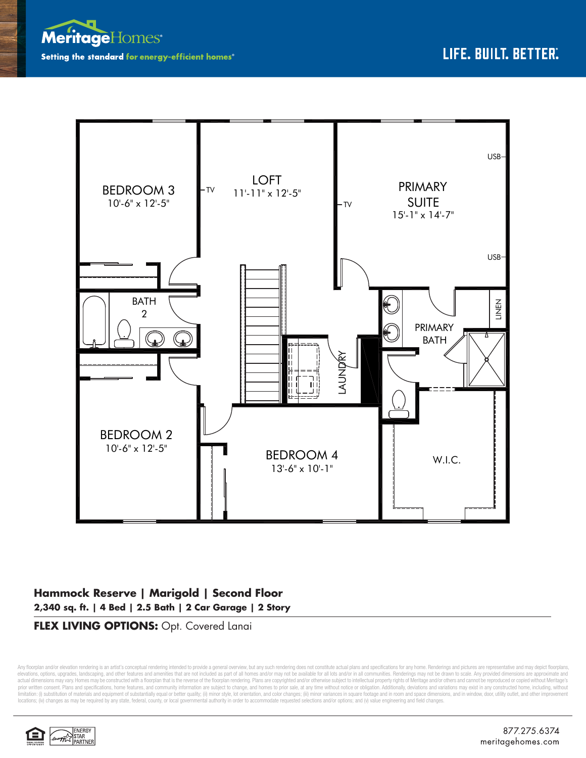Meritage Homes

Setting the standard for energy-efficient homes®

LIFE. BUILT. BETTER.

BEDROOM 3
10'-6" x 12'-5"

TV

LOFT
11'-11" x 12'-5"

TV

PRIMARY SUITE
15'-1" x 14'-7"

USB

USB

BATH 2

LINEN

PRIMARY BATH

LAUNDRY

BEDROOM 2
10'-6" x 12'-5"

BEDROOM 4
13'-6" x 10'-1"

W.I.C.

**Hammock Reserve | Marigold | Second Floor**

**2,340 sq. ft. | 4 Bed | 2.5 Bath | 2 Car Garage | 2 Story**

**FLEX LIVING OPTIONS:** Opt. Covered Lanai

Any floorplan and/or elevation rendering is an artist's conceptual rendering intended to provide a general overview, but any such rendering does not constitute actual plans and specifications for any home. Renderings and pictures are representative and may depict floorplans, elevations, options, upgrades, landscaping, and other features and amenities that are not included as part of all homes and/or may not be available for all lots and/or in all communities. Renderings may not be drawn to scale. Any provided dimensions are approximate and actual dimensions may vary. Homes may be constructed with a floorplan that is the reverse of the floorplan rendering. Plans are copyrighted and/or otherwise subject to intellectual property rights of Meritage and/or others and cannot be reproduced or copied without Meritage's prior written consent. Plans and specifications, home features, and community information are subject to change, and homes to prior sale, at any time without notice or obligation. Additionally, deviations and variations may exist in any constructed home, including, without limitation: (i) substitution of materials and equipment of substantially equal or better quality; (ii) minor style, lot orientation, and color changes; (iii) minor variances in square footage and in room and space dimensions, and in window, door, utility outlet, and other improvement locations; (iv) changes as may be required by any state, federal, county, or local governmental authority in order to accommodate requested selections and/or options; and (v) value engineering and field changes.

ENERGY STAR PARTNER

877.275.6374
meritagehomes.com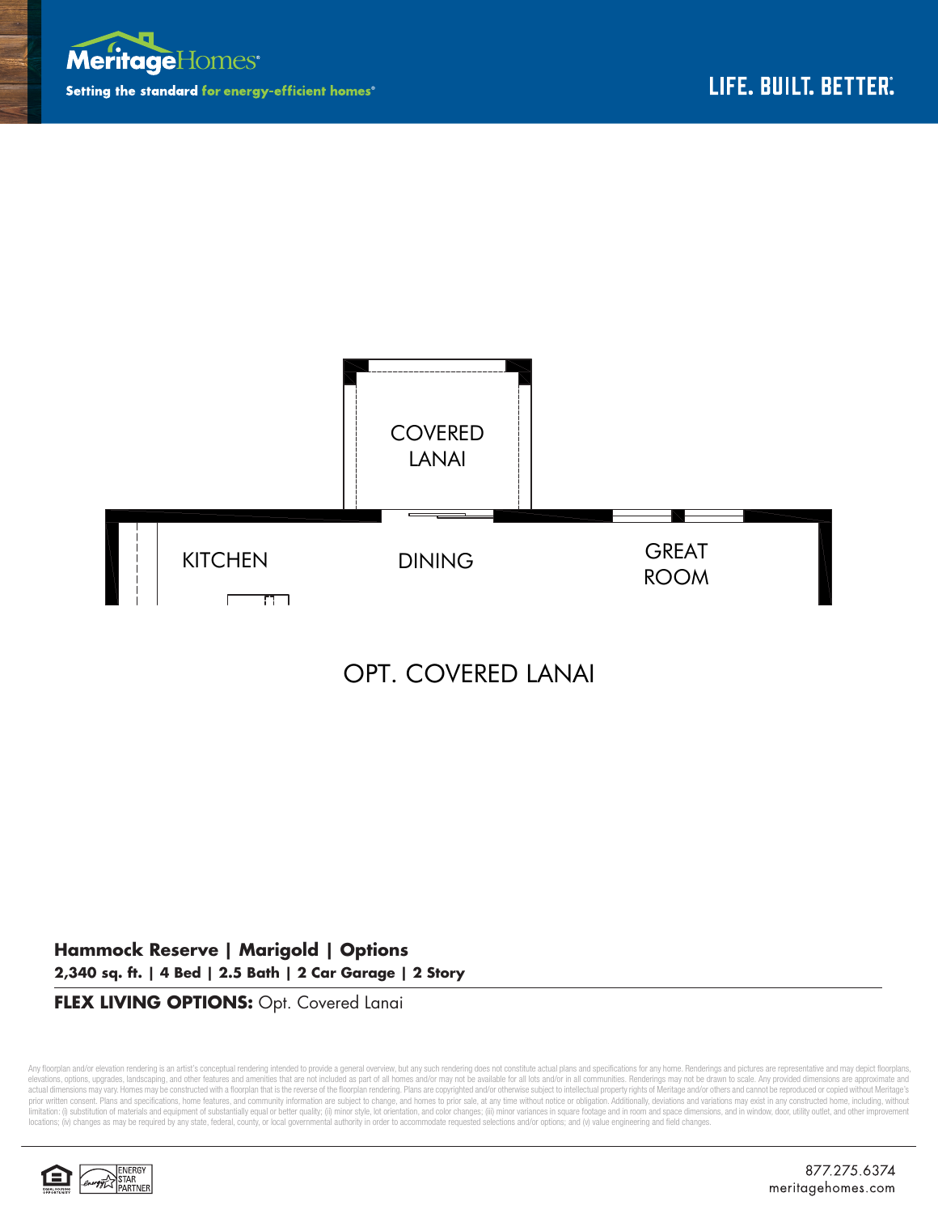COVERED LANAI

KITCHEN

DINING

GREAT ROOM

OPT. COVERED LANAI

**Hammock Reserve | Marigold | Options**

**2,340 sq. ft. | 4 Bed | 2.5 Bath | 2 Car Garage | 2 Story**

**FLEX LIVING OPTIONS:** Opt. Covered Lanai

Any floorplan and/or elevation rendering is an artist's conceptual rendering intended to provide a general overview, but any such rendering does not constitute actual plans and specifications for any home. Renderings and pictures are representative and may depict floorplans, elevations, options, upgrades, landscaping, and other features and amenities that are not included as part of all homes and/or may not be available for all lots and/or in all communities. Renderings may not be drawn to scale. Any provided dimensions are approximate and actual dimensions may vary. Homes may be constructed with a floorplan that is the reverse of the floorplan rendering. Plans are copyrighted and/or otherwise subject to intellectual property rights of Meritage and/or others and cannot be reproduced or copied without Meritage's prior written consent. Plans and specifications, home features, and community information are subject to change, and homes to prior sale, at any time without notice or obligation. Additionally, deviations and variations may exist in any constructed home, including, without limitation: (i) substitution of materials and equipment of substantially equal or better quality; (ii) minor style, lot orientation, and color changes; (iii) minor variances in square footage and in room and space dimensions, and in window, door, utility outlet, and other improvement locations; (iv) changes as may be required by any state, federal, county, or local governmental authority in order to accommodate requested selections and/or options; and (v) value engineering and field changes.

877.275.6374
meritagehomes.com